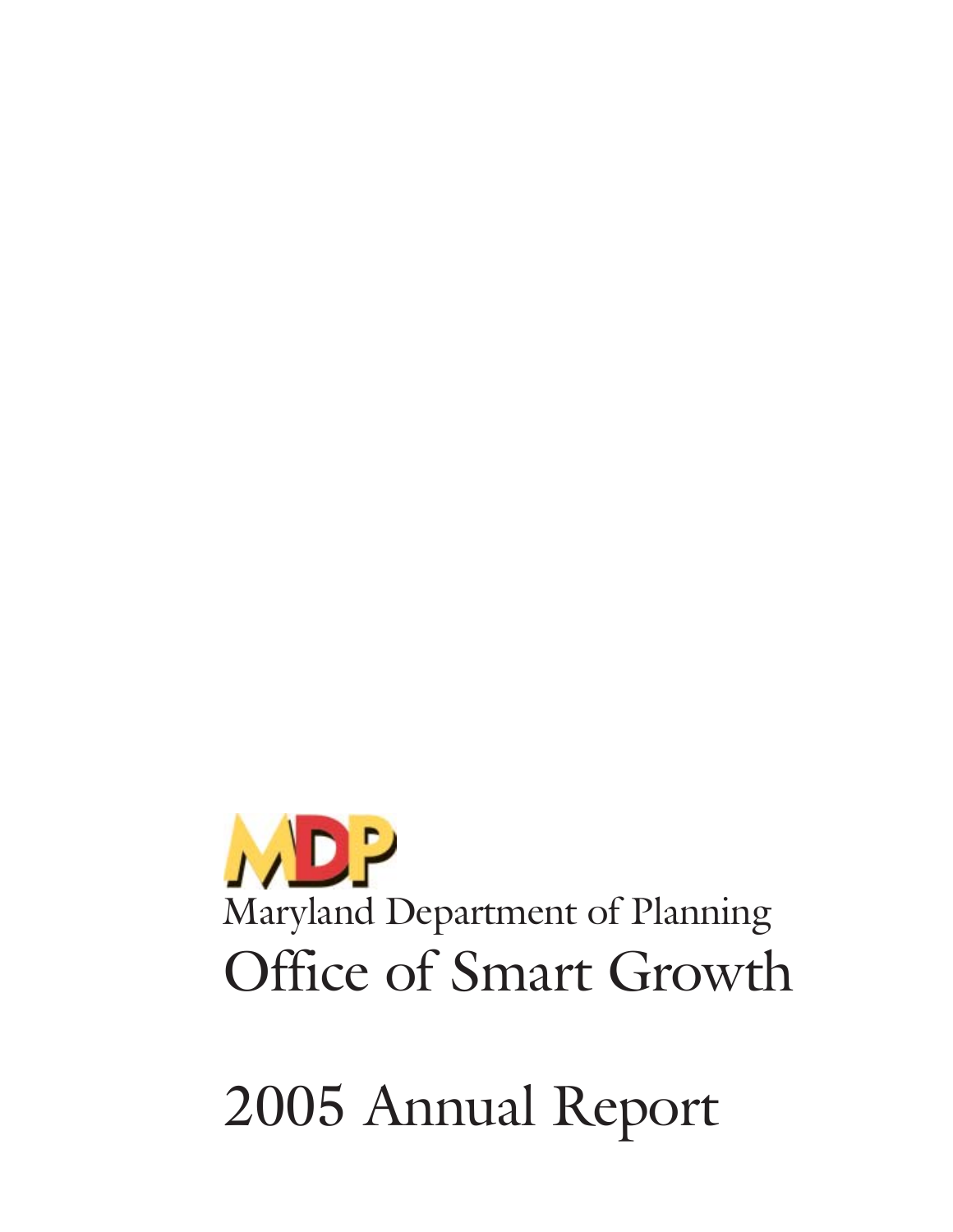MDP

Maryland Department of Planning

# Office of Smart Growth

# 2005 Annual Report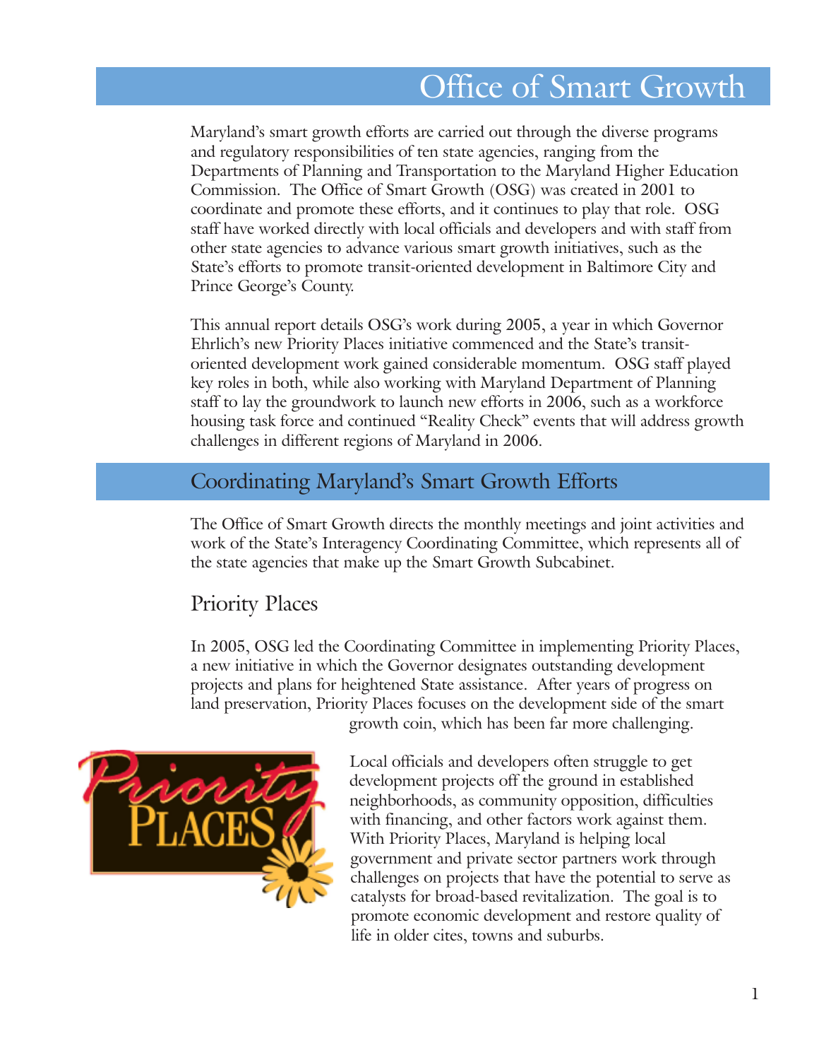# Office of Smart Growth

Maryland's smart growth efforts are carried out through the diverse programs and regulatory responsibilities of ten state agencies, ranging from the Departments of Planning and Transportation to the Maryland Higher Education Commission. The Office of Smart Growth (OSG) was created in 2001 to coordinate and promote these efforts, and it continues to play that role. OSG staff have worked directly with local officials and developers and with staff from other state agencies to advance various smart growth initiatives, such as the State's efforts to promote transit-oriented development in Baltimore City and Prince George's County.

This annual report details OSG's work during 2005, a year in which Governor Ehrlich's new Priority Places initiative commenced and the State's transit-oriented development work gained considerable momentum. OSG staff played key roles in both, while also working with Maryland Department of Planning staff to lay the groundwork to launch new efforts in 2006, such as a workforce housing task force and continued "Reality Check" events that will address growth challenges in different regions of Maryland in 2006.

## Coordinating Maryland's Smart Growth Efforts

The Office of Smart Growth directs the monthly meetings and joint activities and work of the State's Interagency Coordinating Committee, which represents all of the state agencies that make up the Smart Growth Subcabinet.

### Priority Places

In 2005, OSG led the Coordinating Committee in implementing Priority Places, a new initiative in which the Governor designates outstanding development projects and plans for heightened State assistance. After years of progress on land preservation, Priority Places focuses on the development side of the smart growth coin, which has been far more challenging.

Local officials and developers often struggle to get development projects off the ground in established neighborhoods, as community opposition, difficulties with financing, and other factors work against them. With Priority Places, Maryland is helping local government and private sector partners work through challenges on projects that have the potential to serve as catalysts for broad-based revitalization. The goal is to promote economic development and restore quality of life in older cites, towns and suburbs.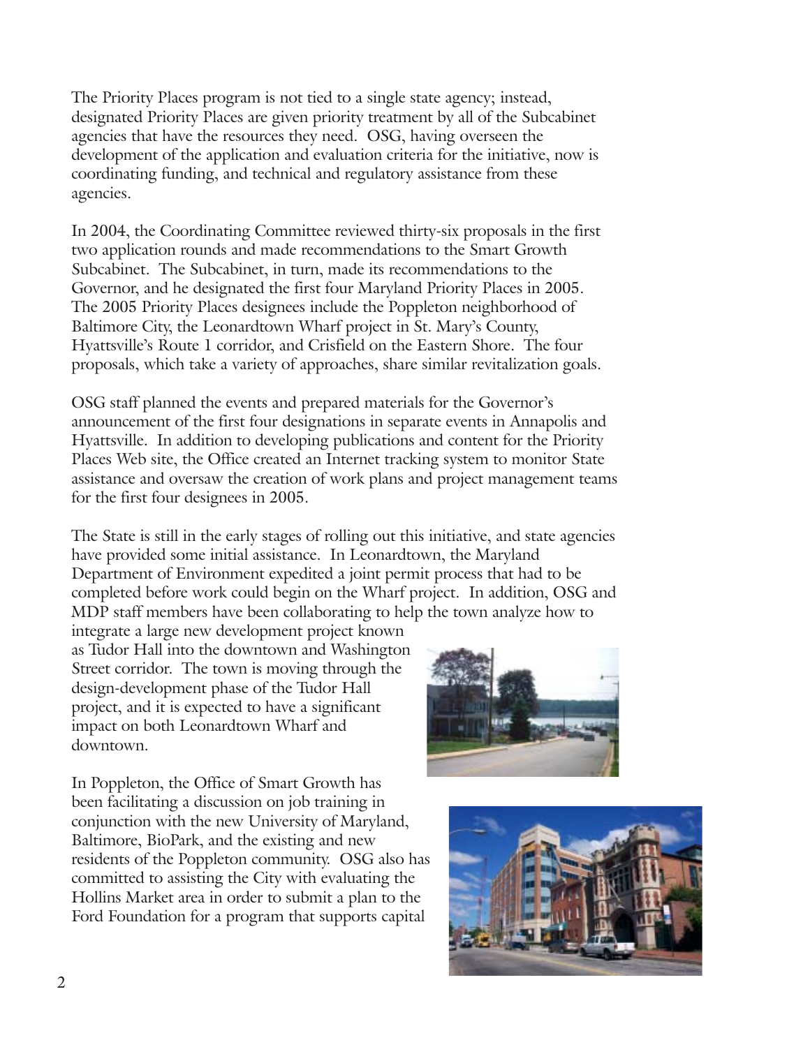The Priority Places program is not tied to a single state agency; instead, designated Priority Places are given priority treatment by all of the Subcabinet agencies that have the resources they need. OSG, having overseen the development of the application and evaluation criteria for the initiative, now is coordinating funding, and technical and regulatory assistance from these agencies.

In 2004, the Coordinating Committee reviewed thirty-six proposals in the first two application rounds and made recommendations to the Smart Growth Subcabinet. The Subcabinet, in turn, made its recommendations to the Governor, and he designated the first four Maryland Priority Places in 2005. The 2005 Priority Places designees include the Poppleton neighborhood of Baltimore City, the Leonardtown Wharf project in St. Mary's County, Hyattsville's Route 1 corridor, and Crisfield on the Eastern Shore. The four proposals, which take a variety of approaches, share similar revitalization goals.

OSG staff planned the events and prepared materials for the Governor's announcement of the first four designations in separate events in Annapolis and Hyattsville. In addition to developing publications and content for the Priority Places Web site, the Office created an Internet tracking system to monitor State assistance and oversaw the creation of work plans and project management teams for the first four designees in 2005.

The State is still in the early stages of rolling out this initiative, and state agencies have provided some initial assistance. In Leonardtown, the Maryland Department of Environment expedited a joint permit process that had to be completed before work could begin on the Wharf project. In addition, OSG and MDP staff members have been collaborating to help the town analyze how to integrate a large new development project known as Tudor Hall into the downtown and Washington Street corridor. The town is moving through the design-development phase of the Tudor Hall project, and it is expected to have a significant impact on both Leonardtown Wharf and downtown.

In Poppleton, the Office of Smart Growth has been facilitating a discussion on job training in conjunction with the new University of Maryland, Baltimore, BioPark, and the existing and new residents of the Poppleton community. OSG also has committed to assisting the City with evaluating the Hollins Market area in order to submit a plan to the Ford Foundation for a program that supports capital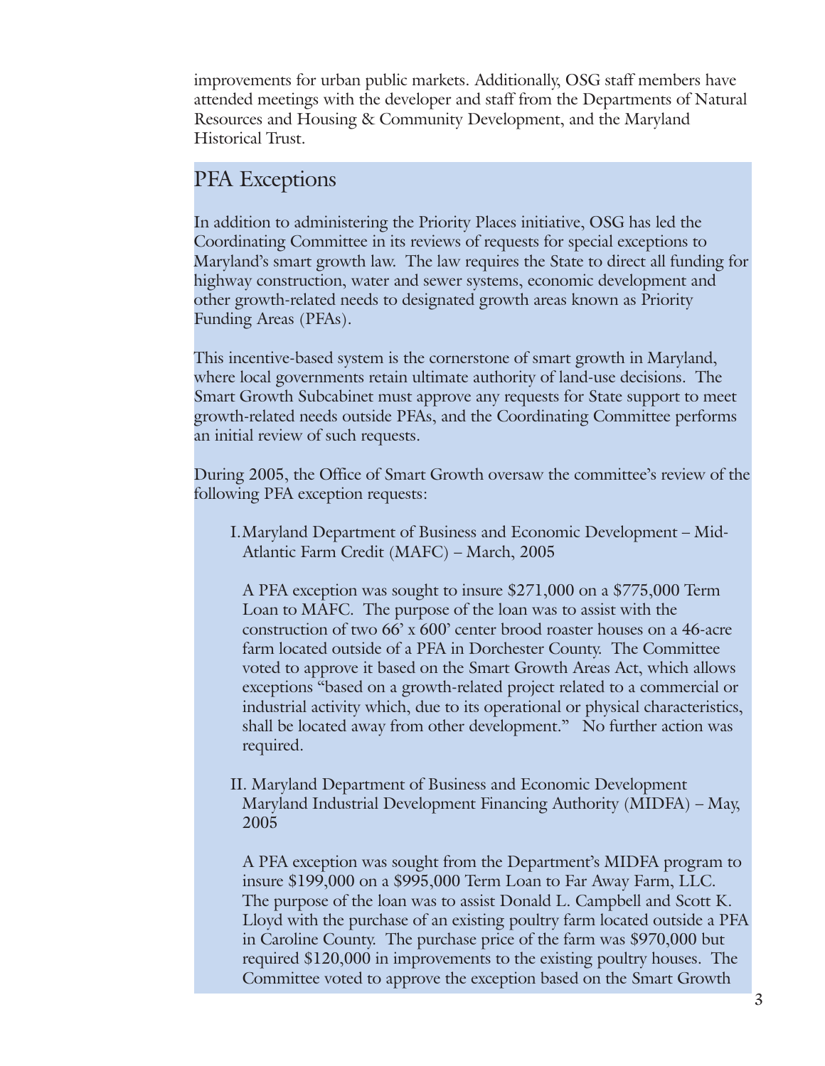improvements for urban public markets. Additionally, OSG staff members have attended meetings with the developer and staff from the Departments of Natural Resources and Housing & Community Development, and the Maryland Historical Trust.

## PFA Exceptions

In addition to administering the Priority Places initiative, OSG has led the Coordinating Committee in its reviews of requests for special exceptions to Maryland's smart growth law. The law requires the State to direct all funding for highway construction, water and sewer systems, economic development and other growth-related needs to designated growth areas known as Priority Funding Areas (PFAs).

This incentive-based system is the cornerstone of smart growth in Maryland, where local governments retain ultimate authority of land-use decisions. The Smart Growth Subcabinet must approve any requests for State support to meet growth-related needs outside PFAs, and the Coordinating Committee performs an initial review of such requests.

During 2005, the Office of Smart Growth oversaw the committee's review of the following PFA exception requests:

I. Maryland Department of Business and Economic Development – Mid-Atlantic Farm Credit (MAFC) – March, 2005

A PFA exception was sought to insure $271,000 on a $775,000 Term Loan to MAFC. The purpose of the loan was to assist with the construction of two 66' x 600' center brood roaster houses on a 46-acre farm located outside of a PFA in Dorchester County. The Committee voted to approve it based on the Smart Growth Areas Act, which allows exceptions "based on a growth-related project related to a commercial or industrial activity which, due to its operational or physical characteristics, shall be located away from other development." No further action was required.

II. Maryland Department of Business and Economic Development Maryland Industrial Development Financing Authority (MIDFA) – May, 2005

A PFA exception was sought from the Department's MIDFA program to insure $199,000 on a $995,000 Term Loan to Far Away Farm, LLC. The purpose of the loan was to assist Donald L. Campbell and Scott K. Lloyd with the purchase of an existing poultry farm located outside a PFA in Caroline County. The purchase price of the farm was $970,000 but required $120,000 in improvements to the existing poultry houses. The Committee voted to approve the exception based on the Smart Growth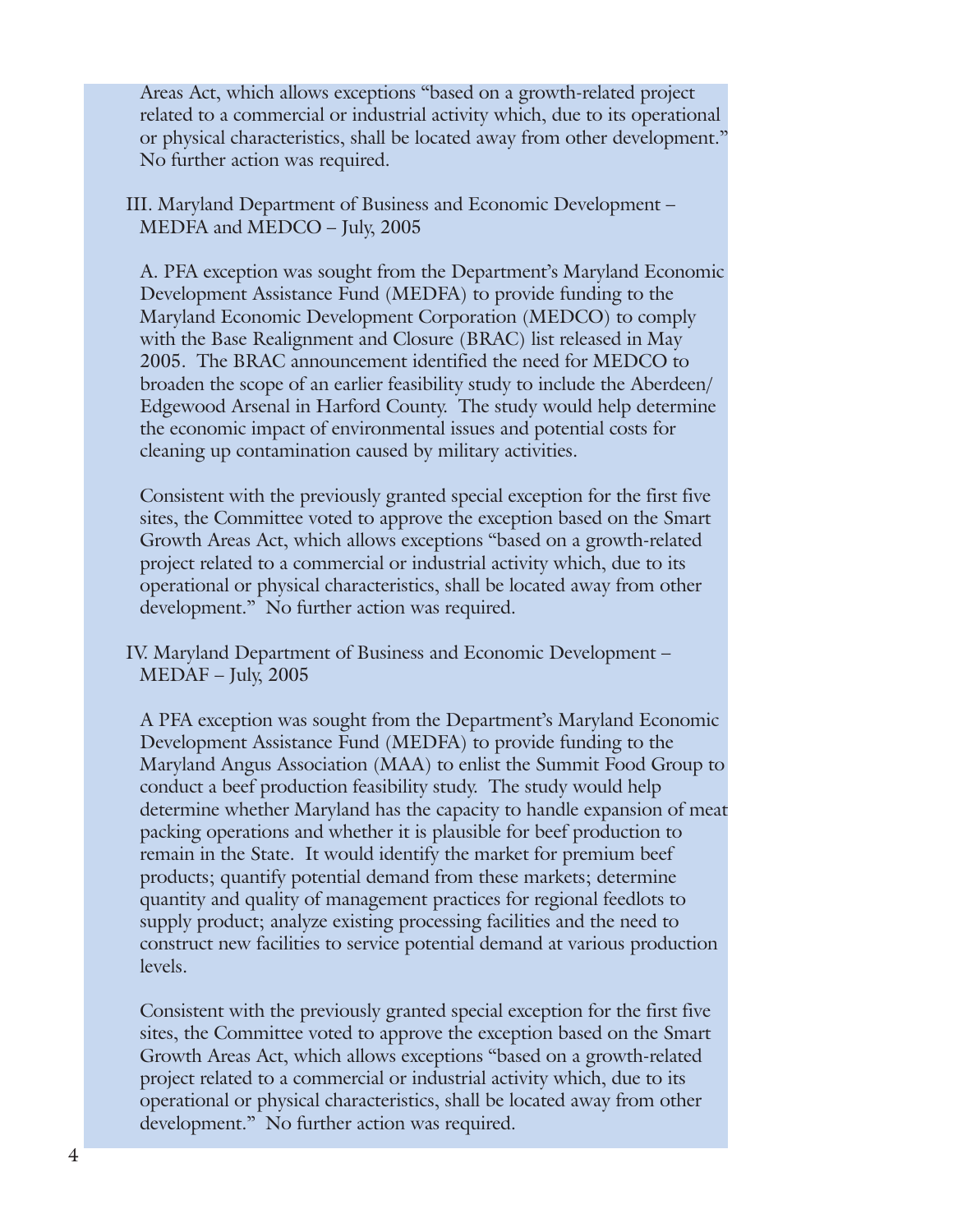Areas Act, which allows exceptions "based on a growth-related project related to a commercial or industrial activity which, due to its operational or physical characteristics, shall be located away from other development." No further action was required.

III. Maryland Department of Business and Economic Development – MEDFA and MEDCO – July, 2005

A. PFA exception was sought from the Department's Maryland Economic Development Assistance Fund (MEDFA) to provide funding to the Maryland Economic Development Corporation (MEDCO) to comply with the Base Realignment and Closure (BRAC) list released in May 2005. The BRAC announcement identified the need for MEDCO to broaden the scope of an earlier feasibility study to include the Aberdeen/ Edgewood Arsenal in Harford County. The study would help determine the economic impact of environmental issues and potential costs for cleaning up contamination caused by military activities.

Consistent with the previously granted special exception for the first five sites, the Committee voted to approve the exception based on the Smart Growth Areas Act, which allows exceptions "based on a growth-related project related to a commercial or industrial activity which, due to its operational or physical characteristics, shall be located away from other development." No further action was required.

IV. Maryland Department of Business and Economic Development – MEDAF – July, 2005

A PFA exception was sought from the Department's Maryland Economic Development Assistance Fund (MEDFA) to provide funding to the Maryland Angus Association (MAA) to enlist the Summit Food Group to conduct a beef production feasibility study. The study would help determine whether Maryland has the capacity to handle expansion of meat packing operations and whether it is plausible for beef production to remain in the State. It would identify the market for premium beef products; quantify potential demand from these markets; determine quantity and quality of management practices for regional feedlots to supply product; analyze existing processing facilities and the need to construct new facilities to service potential demand at various production levels.

Consistent with the previously granted special exception for the first five sites, the Committee voted to approve the exception based on the Smart Growth Areas Act, which allows exceptions "based on a growth-related project related to a commercial or industrial activity which, due to its operational or physical characteristics, shall be located away from other development." No further action was required.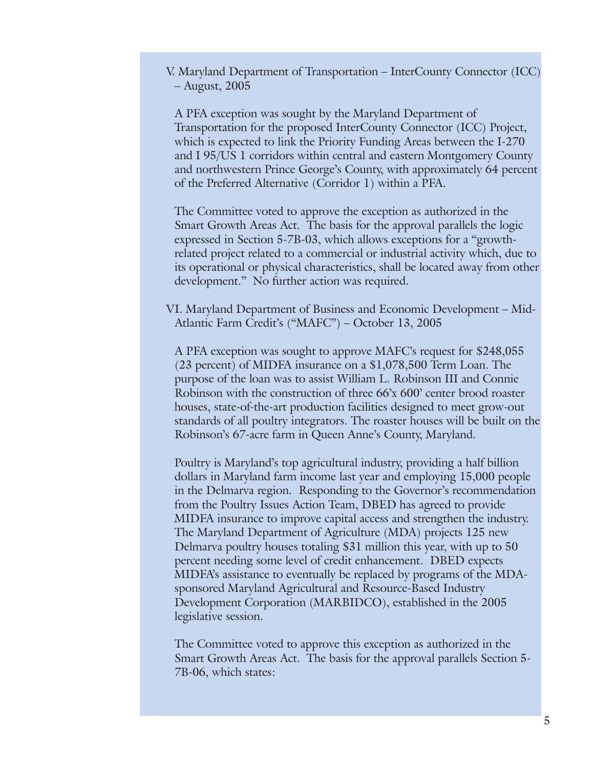## V. Maryland Department of Transportation – InterCounty Connector (ICC) – August, 2005

A PFA exception was sought by the Maryland Department of Transportation for the proposed InterCounty Connector (ICC) Project, which is expected to link the Priority Funding Areas between the I-270 and I 95/US 1 corridors within central and eastern Montgomery County and northwestern Prince George's County, with approximately 64 percent of the Preferred Alternative (Corridor 1) within a PFA.

The Committee voted to approve the exception as authorized in the Smart Growth Areas Act. The basis for the approval parallels the logic expressed in Section 5-7B-03, which allows exceptions for a "growth-related project related to a commercial or industrial activity which, due to its operational or physical characteristics, shall be located away from other development." No further action was required.

## VI. Maryland Department of Business and Economic Development – Mid-Atlantic Farm Credit's ("MAFC") – October 13, 2005

A PFA exception was sought to approve MAFC's request for $248,055 (23 percent) of MIDFA insurance on a $1,078,500 Term Loan. The purpose of the loan was to assist William L. Robinson III and Connie Robinson with the construction of three 66'x 600' center brood roaster houses, state-of-the-art production facilities designed to meet grow-out standards of all poultry integrators. The roaster houses will be built on the Robinson's 67-acre farm in Queen Anne's County, Maryland.

Poultry is Maryland's top agricultural industry, providing a half billion dollars in Maryland farm income last year and employing 15,000 people in the Delmarva region. Responding to the Governor's recommendation from the Poultry Issues Action Team, DBED has agreed to provide MIDFA insurance to improve capital access and strengthen the industry. The Maryland Department of Agriculture (MDA) projects 125 new Delmarva poultry houses totaling $31 million this year, with up to 50 percent needing some level of credit enhancement. DBED expects MIDFA's assistance to eventually be replaced by programs of the MDA-sponsored Maryland Agricultural and Resource-Based Industry Development Corporation (MARBIDCO), established in the 2005 legislative session.

The Committee voted to approve this exception as authorized in the Smart Growth Areas Act. The basis for the approval parallels Section 5-7B-06, which states: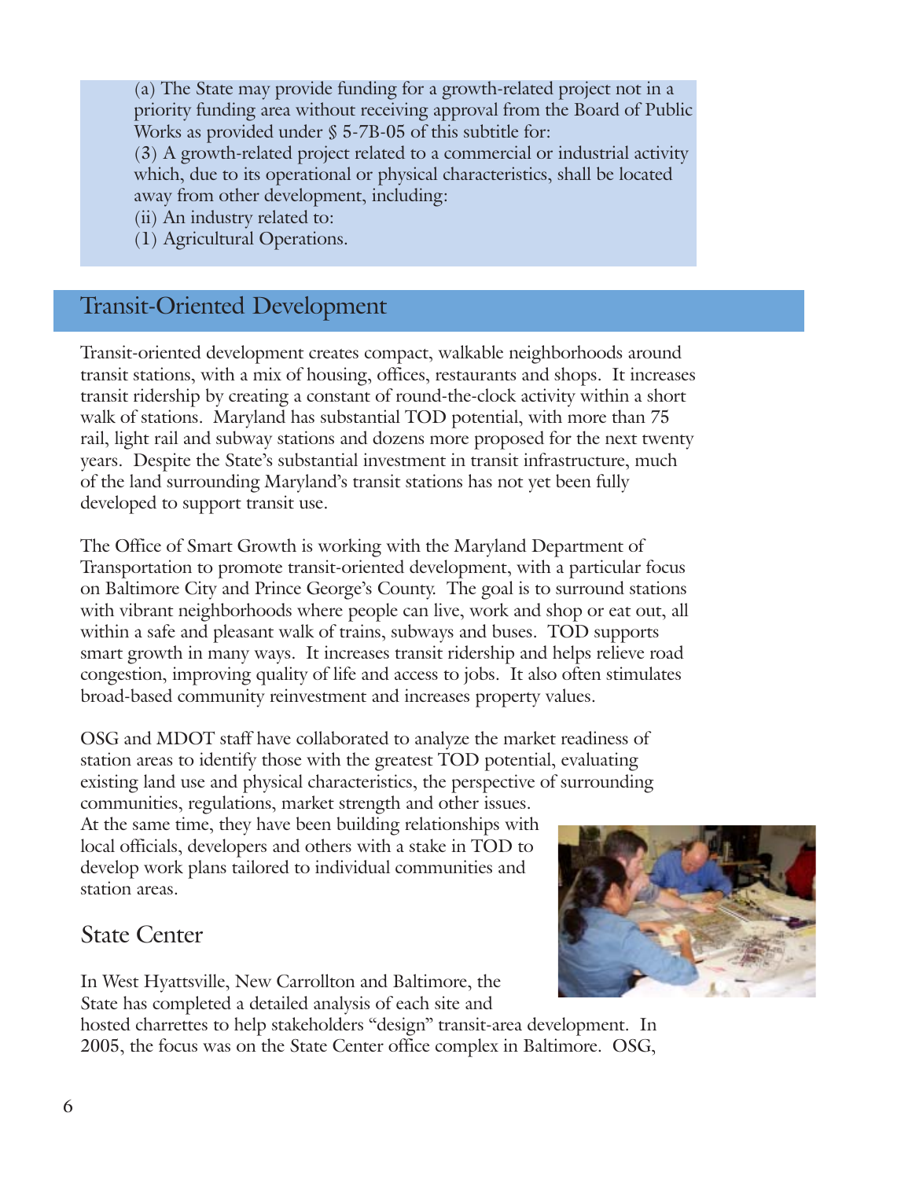(a) The State may provide funding for a growth-related project not in a priority funding area without receiving approval from the Board of Public Works as provided under § 5-7B-05 of this subtitle for:

(3) A growth-related project related to a commercial or industrial activity which, due to its operational or physical characteristics, shall be located away from other development, including:

(ii) An industry related to:

(1) Agricultural Operations.

## Transit-Oriented Development

Transit-oriented development creates compact, walkable neighborhoods around transit stations, with a mix of housing, offices, restaurants and shops. It increases transit ridership by creating a constant of round-the-clock activity within a short walk of stations. Maryland has substantial TOD potential, with more than 75 rail, light rail and subway stations and dozens more proposed for the next twenty years. Despite the State's substantial investment in transit infrastructure, much of the land surrounding Maryland's transit stations has not yet been fully developed to support transit use.

The Office of Smart Growth is working with the Maryland Department of Transportation to promote transit-oriented development, with a particular focus on Baltimore City and Prince George's County. The goal is to surround stations with vibrant neighborhoods where people can live, work and shop or eat out, all within a safe and pleasant walk of trains, subways and buses. TOD supports smart growth in many ways. It increases transit ridership and helps relieve road congestion, improving quality of life and access to jobs. It also often stimulates broad-based community reinvestment and increases property values.

OSG and MDOT staff have collaborated to analyze the market readiness of station areas to identify those with the greatest TOD potential, evaluating existing land use and physical characteristics, the perspective of surrounding communities, regulations, market strength and other issues. At the same time, they have been building relationships with local officials, developers and others with a stake in TOD to develop work plans tailored to individual communities and station areas.

### State Center

In West Hyattsville, New Carrollton and Baltimore, the State has completed a detailed analysis of each site and hosted charrettes to help stakeholders "design" transit-area development. In 2005, the focus was on the State Center office complex in Baltimore. OSG,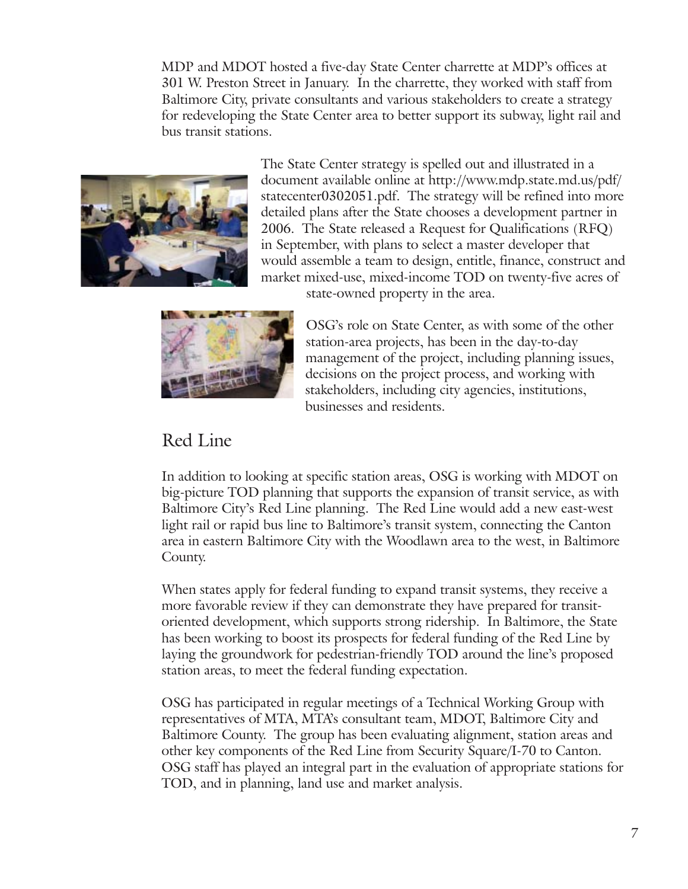MDP and MDOT hosted a five-day State Center charrette at MDP's offices at 301 W. Preston Street in January. In the charrette, they worked with staff from Baltimore City, private consultants and various stakeholders to create a strategy for redeveloping the State Center area to better support its subway, light rail and bus transit stations.

The State Center strategy is spelled out and illustrated in a document available online at http://www.mdp.state.md.us/pdf/statecenter0302051.pdf. The strategy will be refined into more detailed plans after the State chooses a development partner in 2006. The State released a Request for Qualifications (RFQ) in September, with plans to select a master developer that would assemble a team to design, entitle, finance, construct and market mixed-use, mixed-income TOD on twenty-five acres of state-owned property in the area.

OSG's role on State Center, as with some of the other station-area projects, has been in the day-to-day management of the project, including planning issues, decisions on the project process, and working with stakeholders, including city agencies, institutions, businesses and residents.

## Red Line

In addition to looking at specific station areas, OSG is working with MDOT on big-picture TOD planning that supports the expansion of transit service, as with Baltimore City's Red Line planning. The Red Line would add a new east-west light rail or rapid bus line to Baltimore's transit system, connecting the Canton area in eastern Baltimore City with the Woodlawn area to the west, in Baltimore County.

When states apply for federal funding to expand transit systems, they receive a more favorable review if they can demonstrate they have prepared for transit-oriented development, which supports strong ridership. In Baltimore, the State has been working to boost its prospects for federal funding of the Red Line by laying the groundwork for pedestrian-friendly TOD around the line's proposed station areas, to meet the federal funding expectation.

OSG has participated in regular meetings of a Technical Working Group with representatives of MTA, MTA's consultant team, MDOT, Baltimore City and Baltimore County. The group has been evaluating alignment, station areas and other key components of the Red Line from Security Square/I-70 to Canton. OSG staff has played an integral part in the evaluation of appropriate stations for TOD, and in planning, land use and market analysis.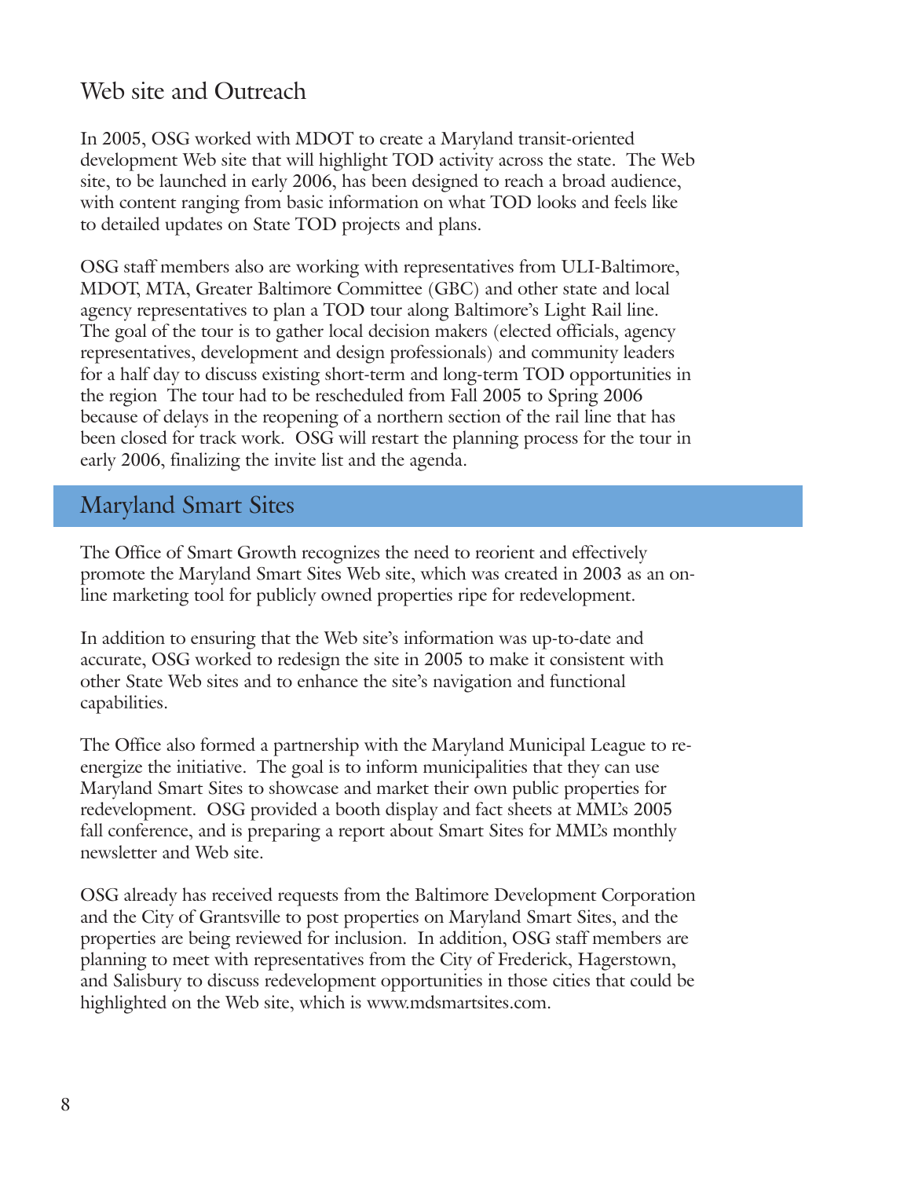## Web site and Outreach

In 2005, OSG worked with MDOT to create a Maryland transit-oriented development Web site that will highlight TOD activity across the state. The Web site, to be launched in early 2006, has been designed to reach a broad audience, with content ranging from basic information on what TOD looks and feels like to detailed updates on State TOD projects and plans.

OSG staff members also are working with representatives from ULI-Baltimore, MDOT, MTA, Greater Baltimore Committee (GBC) and other state and local agency representatives to plan a TOD tour along Baltimore's Light Rail line. The goal of the tour is to gather local decision makers (elected officials, agency representatives, development and design professionals) and community leaders for a half day to discuss existing short-term and long-term TOD opportunities in the region The tour had to be rescheduled from Fall 2005 to Spring 2006 because of delays in the reopening of a northern section of the rail line that has been closed for track work. OSG will restart the planning process for the tour in early 2006, finalizing the invite list and the agenda.

## Maryland Smart Sites

The Office of Smart Growth recognizes the need to reorient and effectively promote the Maryland Smart Sites Web site, which was created in 2003 as an on-line marketing tool for publicly owned properties ripe for redevelopment.

In addition to ensuring that the Web site's information was up-to-date and accurate, OSG worked to redesign the site in 2005 to make it consistent with other State Web sites and to enhance the site's navigation and functional capabilities.

The Office also formed a partnership with the Maryland Municipal League to re-energize the initiative. The goal is to inform municipalities that they can use Maryland Smart Sites to showcase and market their own public properties for redevelopment. OSG provided a booth display and fact sheets at MML's 2005 fall conference, and is preparing a report about Smart Sites for MML's monthly newsletter and Web site.

OSG already has received requests from the Baltimore Development Corporation and the City of Grantsville to post properties on Maryland Smart Sites, and the properties are being reviewed for inclusion. In addition, OSG staff members are planning to meet with representatives from the City of Frederick, Hagerstown, and Salisbury to discuss redevelopment opportunities in those cities that could be highlighted on the Web site, which is www.mdsmartsites.com.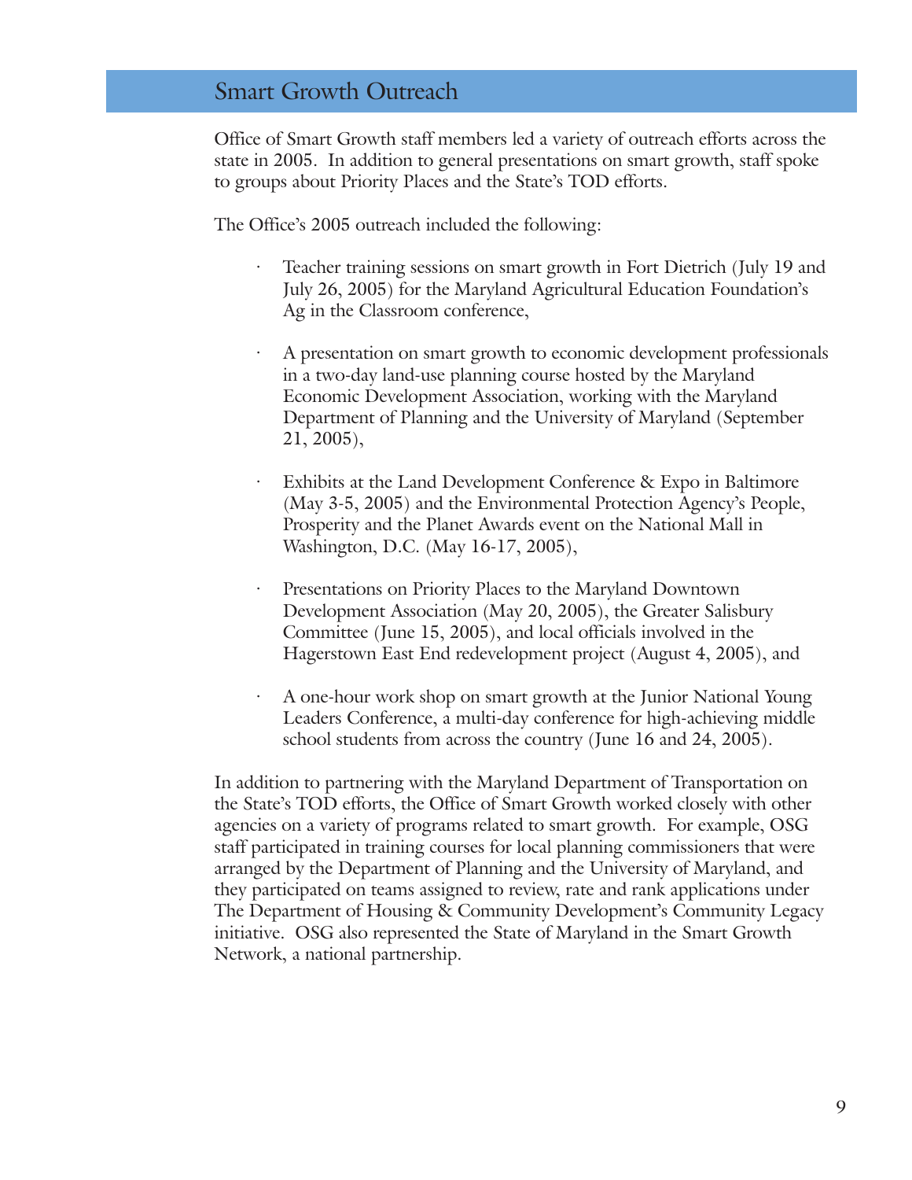## Smart Growth Outreach

Office of Smart Growth staff members led a variety of outreach efforts across the state in 2005. In addition to general presentations on smart growth, staff spoke to groups about Priority Places and the State's TOD efforts.

The Office's 2005 outreach included the following:

- Teacher training sessions on smart growth in Fort Dietrich (July 19 and July 26, 2005) for the Maryland Agricultural Education Foundation's Ag in the Classroom conference,
- A presentation on smart growth to economic development professionals in a two-day land-use planning course hosted by the Maryland Economic Development Association, working with the Maryland Department of Planning and the University of Maryland (September 21, 2005),
- Exhibits at the Land Development Conference & Expo in Baltimore (May 3-5, 2005) and the Environmental Protection Agency's People, Prosperity and the Planet Awards event on the National Mall in Washington, D.C. (May 16-17, 2005),
- Presentations on Priority Places to the Maryland Downtown Development Association (May 20, 2005), the Greater Salisbury Committee (June 15, 2005), and local officials involved in the Hagerstown East End redevelopment project (August 4, 2005), and
- A one-hour work shop on smart growth at the Junior National Young Leaders Conference, a multi-day conference for high-achieving middle school students from across the country (June 16 and 24, 2005).

In addition to partnering with the Maryland Department of Transportation on the State's TOD efforts, the Office of Smart Growth worked closely with other agencies on a variety of programs related to smart growth. For example, OSG staff participated in training courses for local planning commissioners that were arranged by the Department of Planning and the University of Maryland, and they participated on teams assigned to review, rate and rank applications under The Department of Housing & Community Development's Community Legacy initiative. OSG also represented the State of Maryland in the Smart Growth Network, a national partnership.